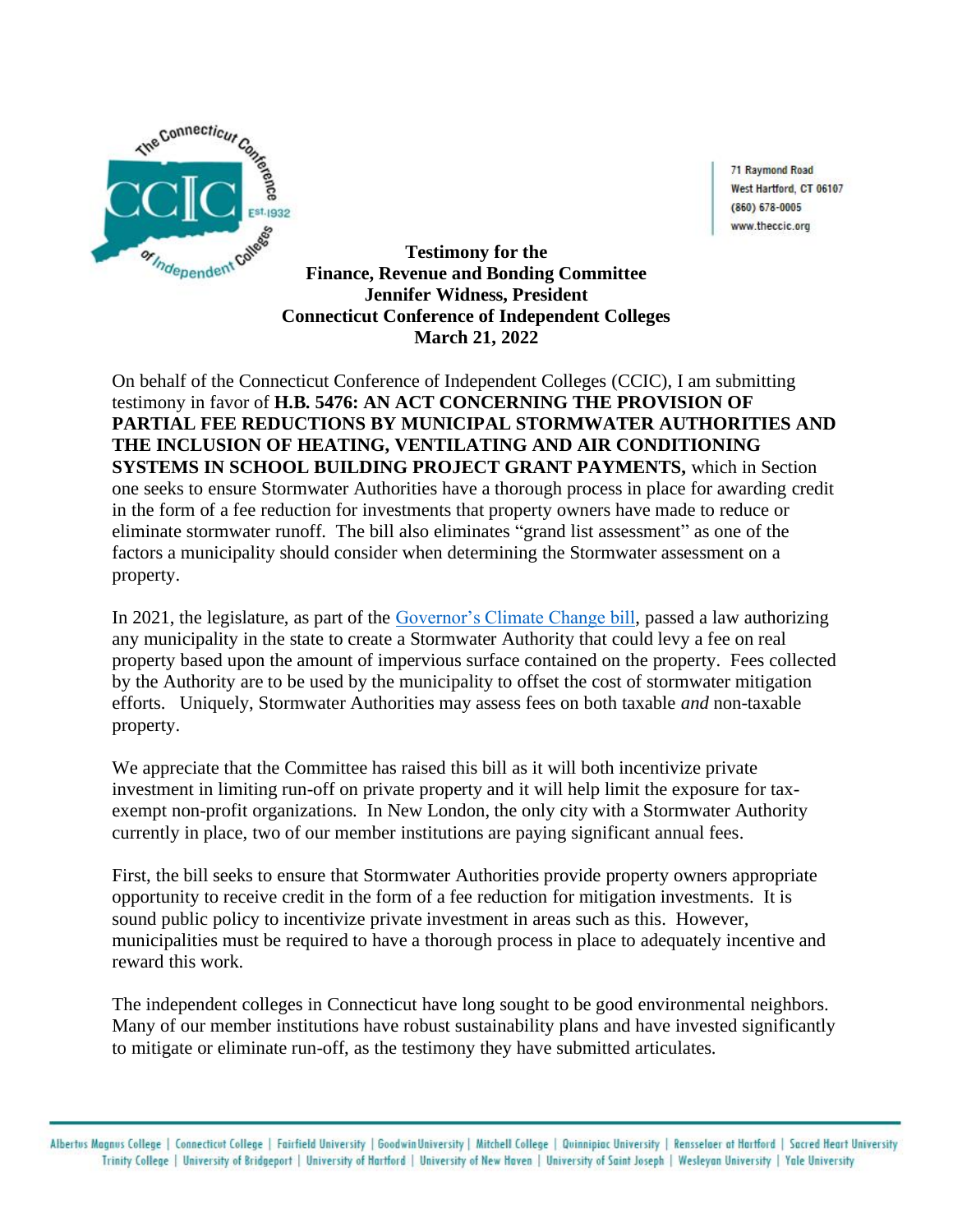71 Raymond Road
West Hartford, CT 06107
(860) 678-0005
www.theccic.org

**Testimony for the**
**Finance, Revenue and Bonding Committee**
**Jennifer Widness, President**
**Connecticut Conference of Independent Colleges**
**March 21, 2022**

On behalf of the Connecticut Conference of Independent Colleges (CCIC), I am submitting testimony in favor of **H.B. 5476: AN ACT CONCERNING THE PROVISION OF PARTIAL FEE REDUCTIONS BY MUNICIPAL STORMWATER AUTHORITIES AND THE INCLUSION OF HEATING, VENTILATING AND AIR CONDITIONING SYSTEMS IN SCHOOL BUILDING PROJECT GRANT PAYMENTS,** which in Section one seeks to ensure Stormwater Authorities have a thorough process in place for awarding credit in the form of a fee reduction for investments that property owners have made to reduce or eliminate stormwater runoff. The bill also eliminates "grand list assessment" as one of the factors a municipality should consider when determining the Stormwater assessment on a property.

In 2021, the legislature, as part of the Governor's Climate Change bill, passed a law authorizing any municipality in the state to create a Stormwater Authority that could levy a fee on real property based upon the amount of impervious surface contained on the property. Fees collected by the Authority are to be used by the municipality to offset the cost of stormwater mitigation efforts. Uniquely, Stormwater Authorities may assess fees on both taxable *and* non-taxable property.

We appreciate that the Committee has raised this bill as it will both incentivize private investment in limiting run-off on private property and it will help limit the exposure for tax-exempt non-profit organizations. In New London, the only city with a Stormwater Authority currently in place, two of our member institutions are paying significant annual fees.

First, the bill seeks to ensure that Stormwater Authorities provide property owners appropriate opportunity to receive credit in the form of a fee reduction for mitigation investments. It is sound public policy to incentivize private investment in areas such as this. However, municipalities must be required to have a thorough process in place to adequately incentive and reward this work.

The independent colleges in Connecticut have long sought to be good environmental neighbors. Many of our member institutions have robust sustainability plans and have invested significantly to mitigate or eliminate run-off, as the testimony they have submitted articulates.

Albertus Magnus College | Connecticut College | Fairfield University | Goodwin University | Mitchell College | Quinnipiac University | Rensselaer at Hartford | Sacred Heart University | Trinity College | University of Bridgeport | University of Hartford | University of New Haven | University of Saint Joseph | Wesleyan University | Yale University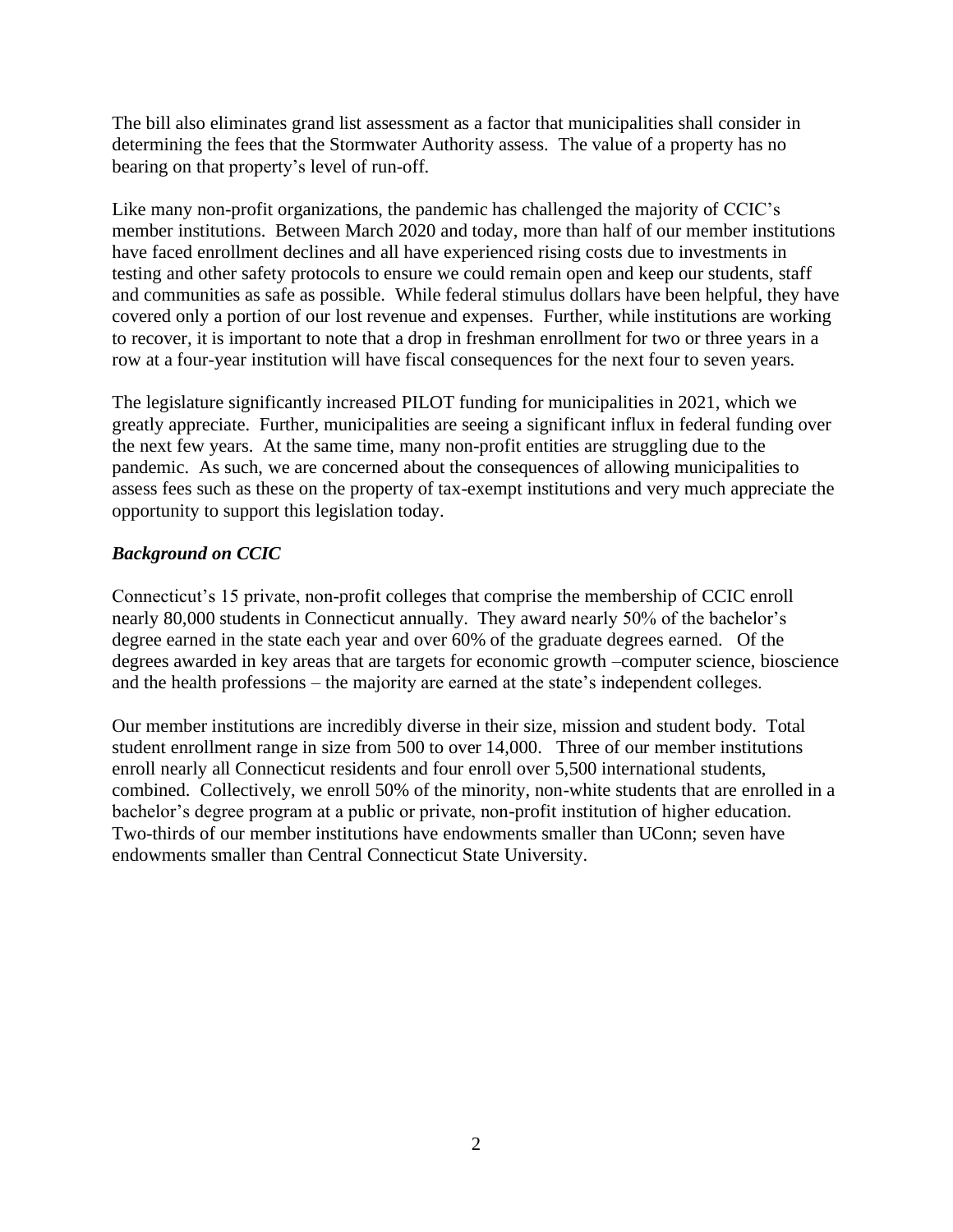The bill also eliminates grand list assessment as a factor that municipalities shall consider in determining the fees that the Stormwater Authority assess. The value of a property has no bearing on that property's level of run-off.

Like many non-profit organizations, the pandemic has challenged the majority of CCIC's member institutions. Between March 2020 and today, more than half of our member institutions have faced enrollment declines and all have experienced rising costs due to investments in testing and other safety protocols to ensure we could remain open and keep our students, staff and communities as safe as possible. While federal stimulus dollars have been helpful, they have covered only a portion of our lost revenue and expenses. Further, while institutions are working to recover, it is important to note that a drop in freshman enrollment for two or three years in a row at a four-year institution will have fiscal consequences for the next four to seven years.

The legislature significantly increased PILOT funding for municipalities in 2021, which we greatly appreciate. Further, municipalities are seeing a significant influx in federal funding over the next few years. At the same time, many non-profit entities are struggling due to the pandemic. As such, we are concerned about the consequences of allowing municipalities to assess fees such as these on the property of tax-exempt institutions and very much appreciate the opportunity to support this legislation today.

***Background on CCIC***

Connecticut's 15 private, non-profit colleges that comprise the membership of CCIC enroll nearly 80,000 students in Connecticut annually. They award nearly 50% of the bachelor's degree earned in the state each year and over 60% of the graduate degrees earned. Of the degrees awarded in key areas that are targets for economic growth –computer science, bioscience and the health professions – the majority are earned at the state's independent colleges.

Our member institutions are incredibly diverse in their size, mission and student body. Total student enrollment range in size from 500 to over 14,000. Three of our member institutions enroll nearly all Connecticut residents and four enroll over 5,500 international students, combined. Collectively, we enroll 50% of the minority, non-white students that are enrolled in a bachelor's degree program at a public or private, non-profit institution of higher education. Two-thirds of our member institutions have endowments smaller than UConn; seven have endowments smaller than Central Connecticut State University.